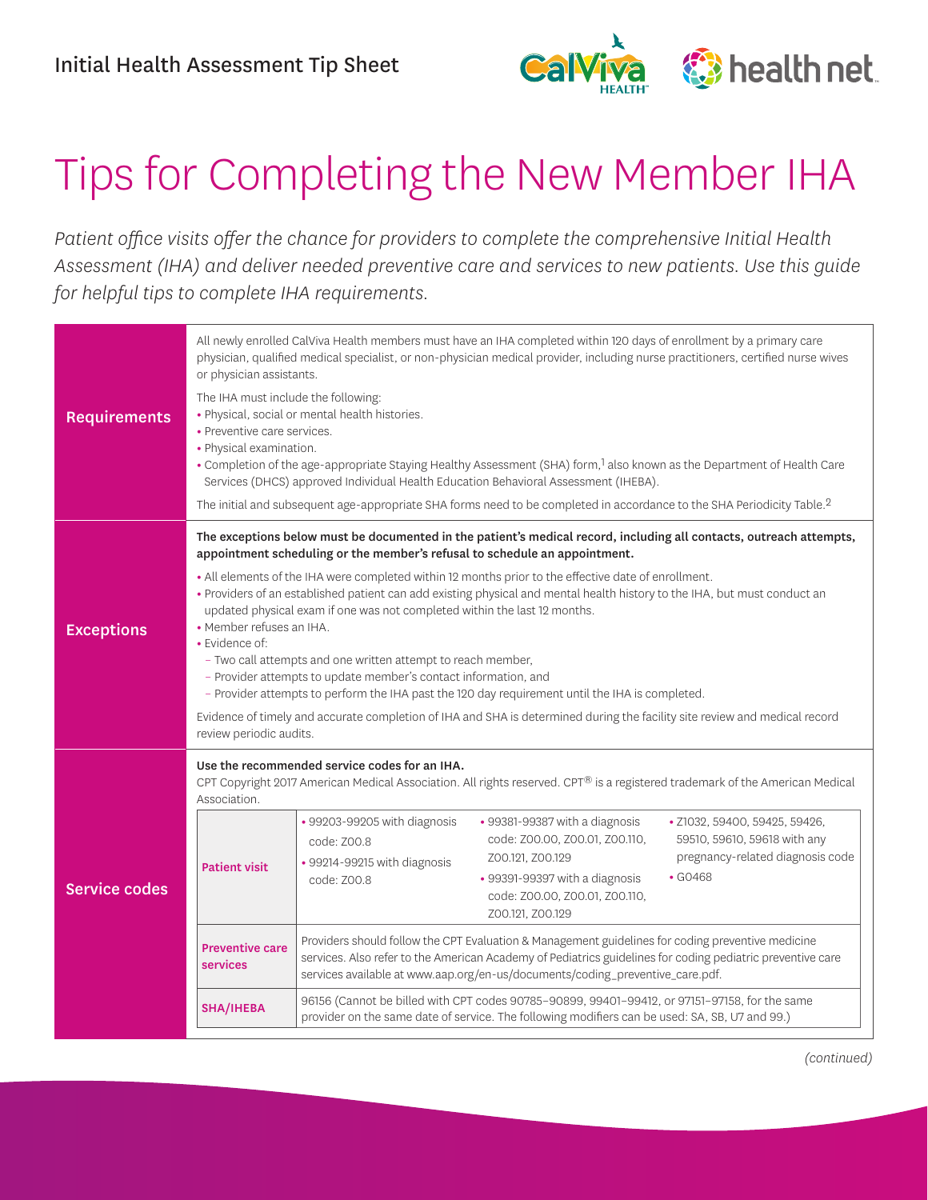Initial Health Assessment Tip Sheet

# Tips for Completing the New Member IHA

*Patient office visits offer the chance for providers to complete the comprehensive Initial Health Assessment (IHA) and deliver needed preventive care and services to new patients. Use this guide for helpful tips to complete IHA requirements.*

## Requirements

All newly enrolled CalViva Health members must have an IHA completed within 120 days of enrollment by a primary care physician, qualified medical specialist, or non-physician medical provider, including nurse practitioners, certified nurse wives or physician assistants.

The IHA must include the following:

- Physical, social or mental health histories.
- Preventive care services.
- Physical examination.
- Completion of the age-appropriate Staying Healthy Assessment (SHA) form,[1] also known as the Department of Health Care Services (DHCS) approved Individual Health Education Behavioral Assessment (IHEBA).

The initial and subsequent age-appropriate SHA forms need to be completed in accordance to the SHA Periodicity Table.[2]

## Exceptions

**The exceptions below must be documented in the patient's medical record, including all contacts, outreach attempts, appointment scheduling or the member's refusal to schedule an appointment.**

- All elements of the IHA were completed within 12 months prior to the effective date of enrollment.
- Providers of an established patient can add existing physical and mental health history to the IHA, but must conduct an updated physical exam if one was not completed within the last 12 months.
- Member refuses an IHA.
- Evidence of:
  - Two call attempts and one written attempt to reach member,
  - Provider attempts to update member's contact information, and
  - Provider attempts to perform the IHA past the 120 day requirement until the IHA is completed.

Evidence of timely and accurate completion of IHA and SHA is determined during the facility site review and medical record review periodic audits.

## Service codes

**Use the recommended service codes for an IHA.**
CPT Copyright 2017 American Medical Association. All rights reserved. CPT® is a registered trademark of the American Medical Association.

| | | | |
|---|---|---|---|
| **Patient visit** | • 99203-99205 with diagnosis code: Z00.8<br>• 99214-99215 with diagnosis code: Z00.8 | • 99381-99387 with a diagnosis code: Z00.00, Z00.01, Z00.110, Z00.121, Z00.129<br>• 99391-99397 with a diagnosis code: Z00.00, Z00.01, Z00.110, Z00.121, Z00.129 | • Z1032, 59400, 59425, 59426, 59510, 59610, 59618 with any pregnancy-related diagnosis code<br>• G0468 |
| **Preventive care services** | Providers should follow the CPT Evaluation & Management guidelines for coding preventive medicine services. Also refer to the American Academy of Pediatrics guidelines for coding pediatric preventive care services available at www.aap.org/en-us/documents/coding_preventive_care.pdf. | | |
| **SHA/IHEBA** | 96156 (Cannot be billed with CPT codes 90785–90899, 99401–99412, or 97151–97158, for the same provider on the same date of service. The following modifiers can be used: SA, SB, U7 and 99.) | | |

*(continued)*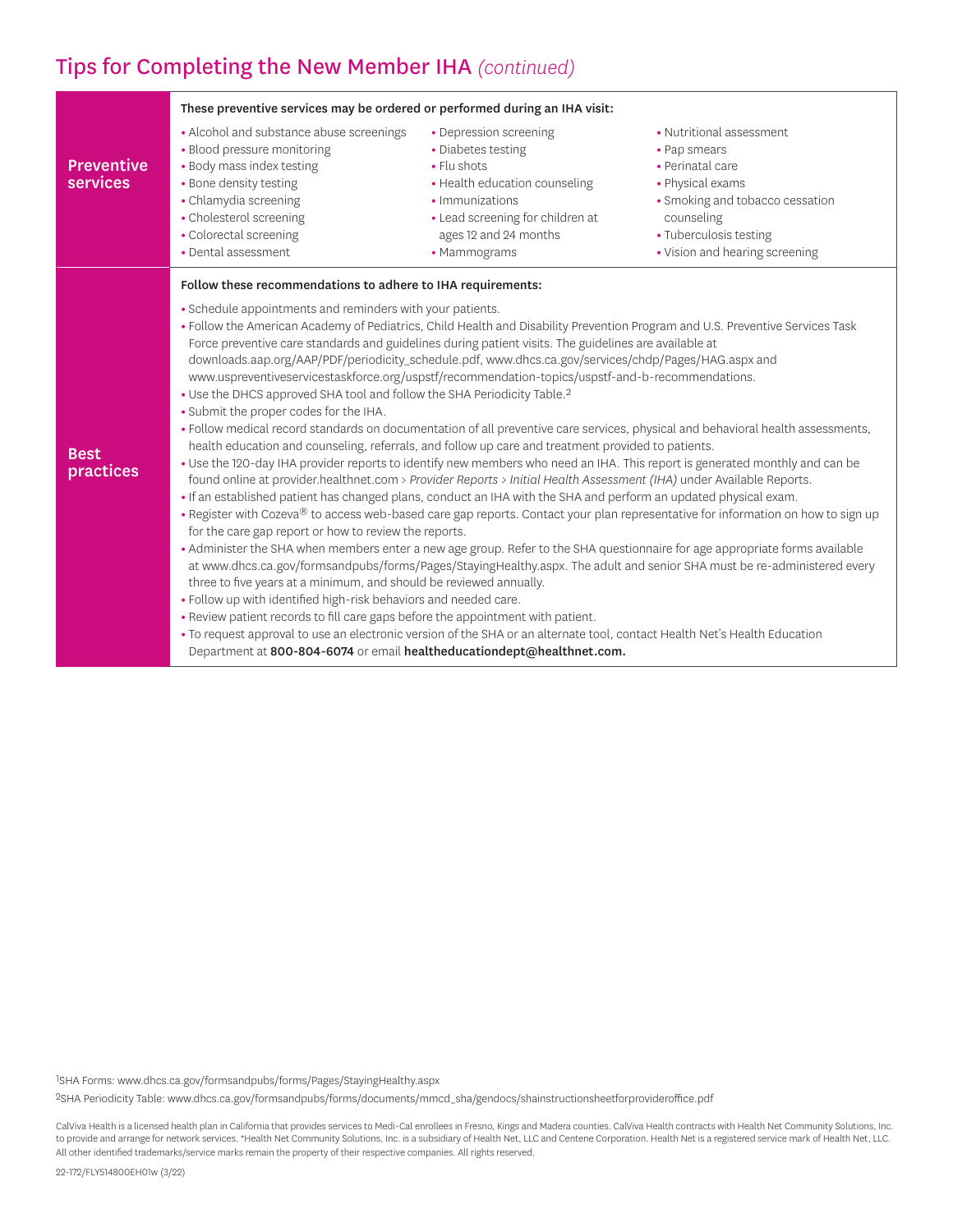# Tips for Completing the New Member IHA *(continued)*

| | |
|---|---|
| **Preventive services** | **These preventive services may be ordered or performed during an IHA visit:**<br>• Alcohol and substance abuse screenings<br>• Blood pressure monitoring<br>• Body mass index testing<br>• Bone density testing<br>• Chlamydia screening<br>• Cholesterol screening<br>• Colorectal screening<br>• Dental assessment<br>• Depression screening<br>• Diabetes testing<br>• Flu shots<br>• Health education counseling<br>• Immunizations<br>• Lead screening for children at ages 12 and 24 months<br>• Mammograms<br>• Nutritional assessment<br>• Pap smears<br>• Perinatal care<br>• Physical exams<br>• Smoking and tobacco cessation counseling<br>• Tuberculosis testing<br>• Vision and hearing screening |
| **Best practices** | **Follow these recommendations to adhere to IHA requirements:**<br>• Schedule appointments and reminders with your patients.<br>• Follow the American Academy of Pediatrics, Child Health and Disability Prevention Program and U.S. Preventive Services Task Force preventive care standards and guidelines during patient visits. The guidelines are available at downloads.aap.org/AAP/PDF/periodicity_schedule.pdf, www.dhcs.ca.gov/services/chdp/Pages/HAG.aspx and www.uspreventiveservicestaskforce.org/uspstf/recommendation-topics/uspstf-and-b-recommendations.<br>• Use the DHCS approved SHA tool and follow the SHA Periodicity Table.[2]<br>• Submit the proper codes for the IHA.<br>• Follow medical record standards on documentation of all preventive care services, physical and behavioral health assessments, health education and counseling, referrals, and follow up care and treatment provided to patients.<br>• Use the 120-day IHA provider reports to identify new members who need an IHA. This report is generated monthly and can be found online at provider.healthnet.com > *Provider Reports > Initial Health Assessment (IHA)* under Available Reports.<br>• If an established patient has changed plans, conduct an IHA with the SHA and perform an updated physical exam.<br>• Register with Cozeva® to access web-based care gap reports. Contact your plan representative for information on how to sign up for the care gap report or how to review the reports.<br>• Administer the SHA when members enter a new age group. Refer to the SHA questionnaire for age appropriate forms available at www.dhcs.ca.gov/formsandpubs/forms/Pages/StayingHealthy.aspx. The adult and senior SHA must be re-administered every three to five years at a minimum, and should be reviewed annually.<br>• Follow up with identified high-risk behaviors and needed care.<br>• Review patient records to fill care gaps before the appointment with patient.<br>• To request approval to use an electronic version of the SHA or an alternate tool, contact Health Net's Health Education Department at **800-804-6074** or email **healtheducationdept@healthnet.com.** |

[1]SHA Forms: www.dhcs.ca.gov/formsandpubs/forms/Pages/StayingHealthy.aspx

[2]SHA Periodicity Table: www.dhcs.ca.gov/formsandpubs/forms/documents/mmcd_sha/gendocs/shainstructionsheetforprovideroffice.pdf

CalViva Health is a licensed health plan in California that provides services to Medi-Cal enrollees in Fresno, Kings and Madera counties. CalViva Health contracts with Health Net Community Solutions, Inc. to provide and arrange for network services. *Health Net Community Solutions, Inc. is a subsidiary of Health Net, LLC and Centene Corporation. Health Net is a registered service mark of Health Net, LLC. All other identified trademarks/service marks remain the property of their respective companies. All rights reserved.

22-172/FLY514800EH01w (3/22)